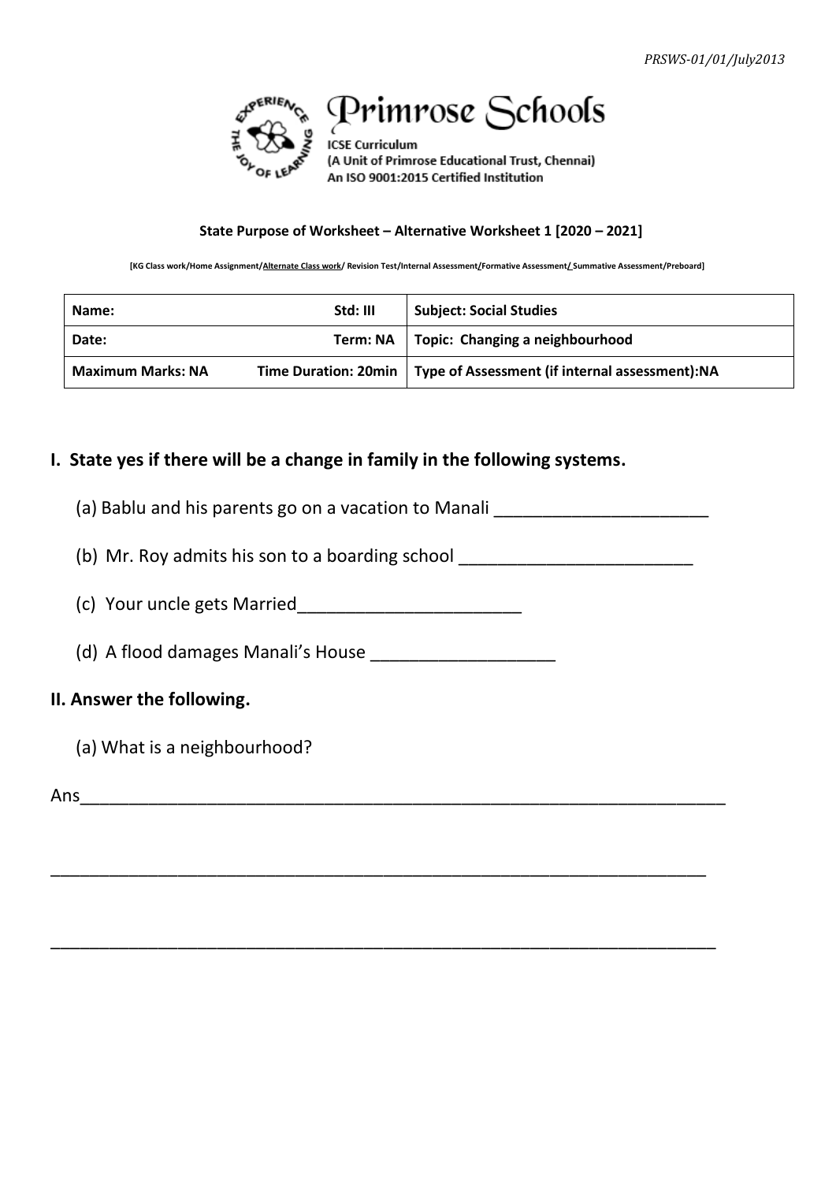PRSWS-01/01/July2013

# Primrose Schools

ICSE Curriculum
(A Unit of Primrose Educational Trust, Chennai)
An ISO 9001:2015 Certified Institution

**State Purpose of Worksheet – Alternative Worksheet 1 [2020 – 2021]**

**[KG Class work/Home Assignment/Alternate Class work/ Revision Test/Internal Assessment/Formative Assessment/ Summative Assessment/Preboard]**

| Name: | Std: III | Subject: Social Studies |
|---|---|---|
| Date: | Term: NA | Topic: Changing a neighbourhood |
| Maximum Marks: NA | Time Duration: 20min | Type of Assessment (if internal assessment):NA |

## I. State yes if there will be a change in family in the following systems.

(a) Bablu and his parents go on a vacation to Manali ______________________

(b) Mr. Roy admits his son to a boarding school ________________________

(c) Your uncle gets Married_______________________

(d) A flood damages Manali's House ___________________

## II. Answer the following.

(a) What is a neighbourhood?

Ans_________________________________________________________________

___________________________________________________________________

___________________________________________________________________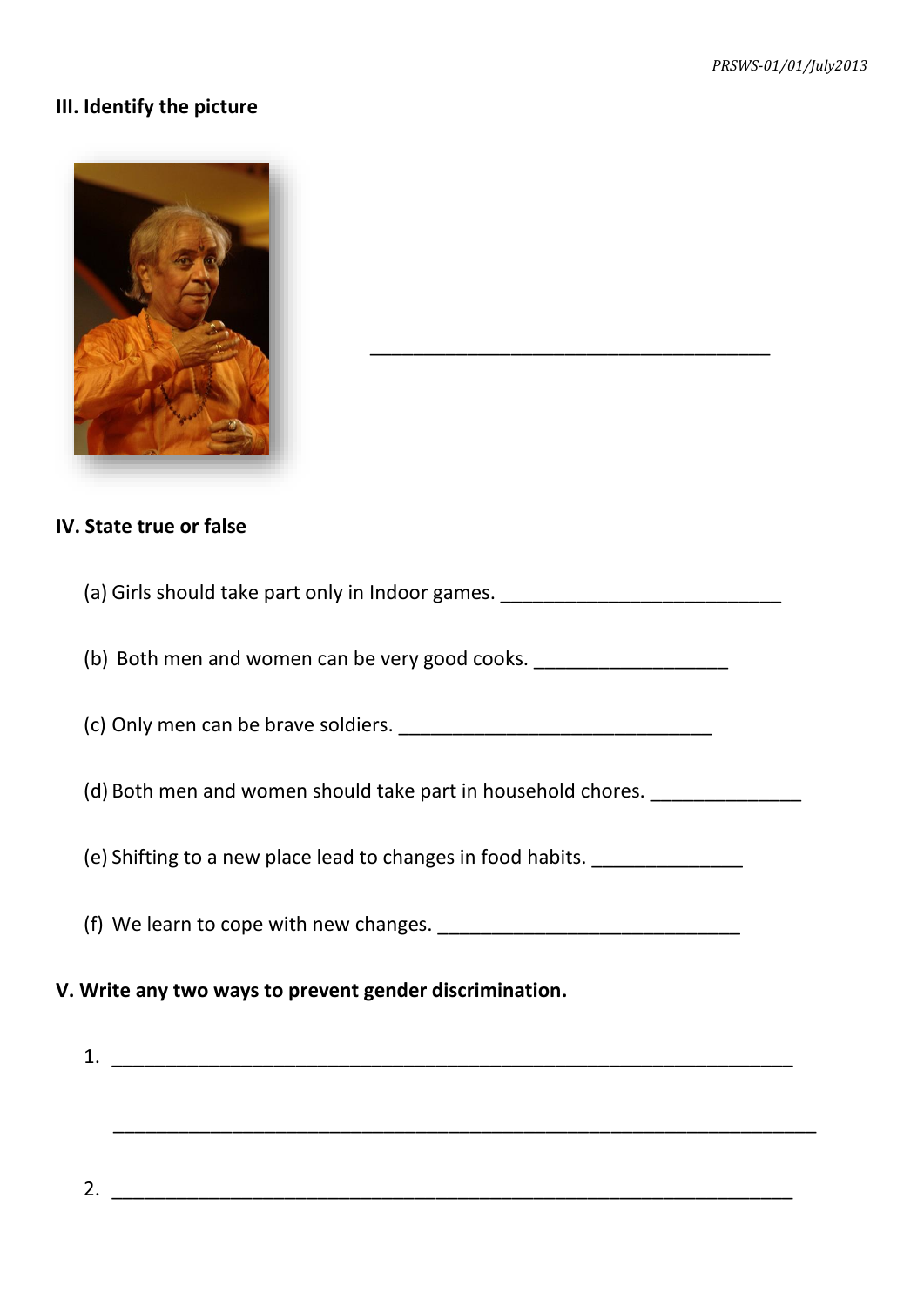### III. Identify the picture

_______________________________________

### IV. State true or false

(a) Girls should take part only in Indoor games. ___________________________

(b) Both men and women can be very good cooks. ___________________

(c) Only men can be brave soldiers. ______________________________

(d) Both men and women should take part in household chores. ______________

(e) Shifting to a new place lead to changes in food habits. ______________

(f) We learn to cope with new changes. _____________________________

### V. Write any two ways to prevent gender discrimination.

1. _________________________________________________________________

_________________________________________________________________

2. _________________________________________________________________